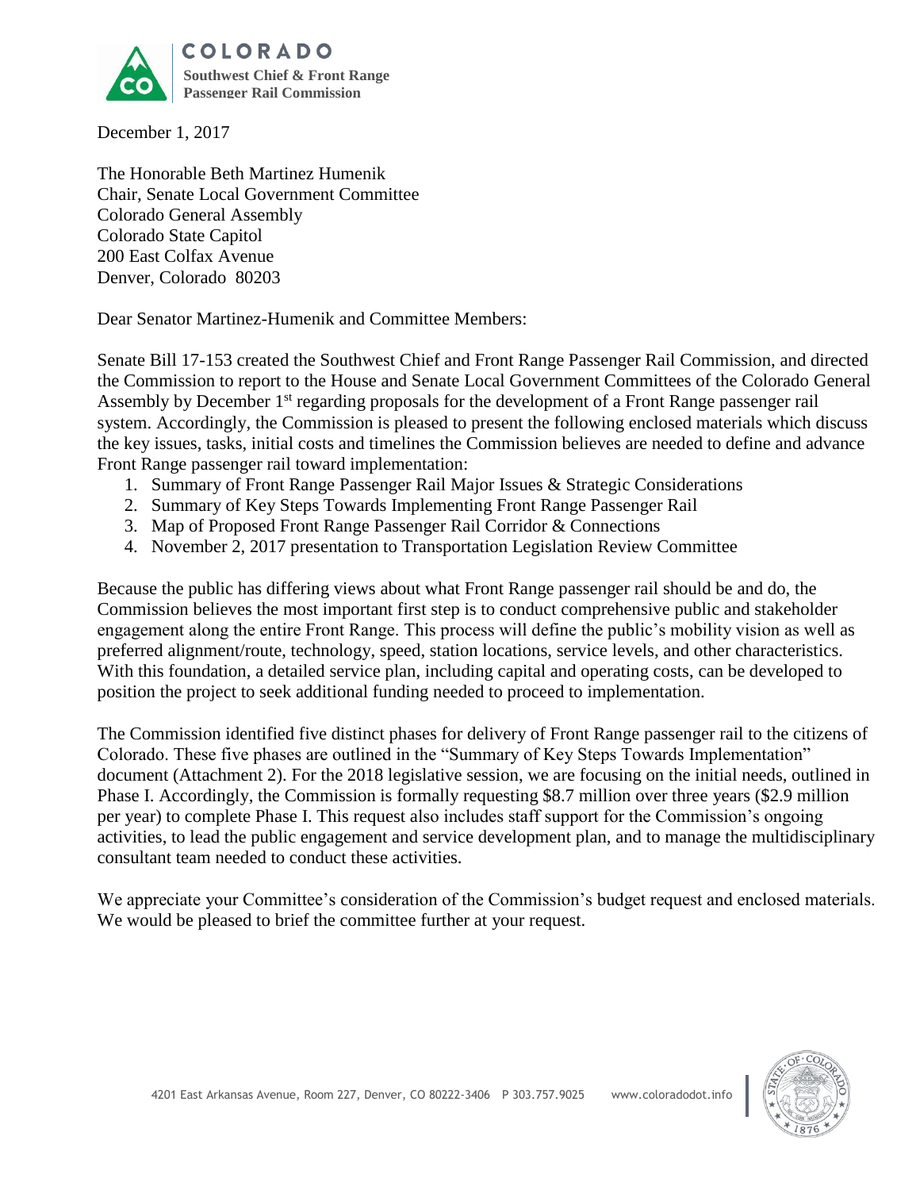COLORADO
**Southwest Chief & Front Range Passenger Rail Commission**

December 1, 2017

The Honorable Beth Martinez Humenik
Chair, Senate Local Government Committee
Colorado General Assembly
Colorado State Capitol
200 East Colfax Avenue
Denver, Colorado 80203

Dear Senator Martinez-Humenik and Committee Members:

Senate Bill 17-153 created the Southwest Chief and Front Range Passenger Rail Commission, and directed the Commission to report to the House and Senate Local Government Committees of the Colorado General Assembly by December 1st regarding proposals for the development of a Front Range passenger rail system. Accordingly, the Commission is pleased to present the following enclosed materials which discuss the key issues, tasks, initial costs and timelines the Commission believes are needed to define and advance Front Range passenger rail toward implementation:

1. Summary of Front Range Passenger Rail Major Issues & Strategic Considerations
2. Summary of Key Steps Towards Implementing Front Range Passenger Rail
3. Map of Proposed Front Range Passenger Rail Corridor & Connections
4. November 2, 2017 presentation to Transportation Legislation Review Committee

Because the public has differing views about what Front Range passenger rail should be and do, the Commission believes the most important first step is to conduct comprehensive public and stakeholder engagement along the entire Front Range. This process will define the public's mobility vision as well as preferred alignment/route, technology, speed, station locations, service levels, and other characteristics. With this foundation, a detailed service plan, including capital and operating costs, can be developed to position the project to seek additional funding needed to proceed to implementation.

The Commission identified five distinct phases for delivery of Front Range passenger rail to the citizens of Colorado. These five phases are outlined in the "Summary of Key Steps Towards Implementation" document (Attachment 2). For the 2018 legislative session, we are focusing on the initial needs, outlined in Phase I. Accordingly, the Commission is formally requesting $8.7 million over three years ($2.9 million per year) to complete Phase I. This request also includes staff support for the Commission's ongoing activities, to lead the public engagement and service development plan, and to manage the multidisciplinary consultant team needed to conduct these activities.

We appreciate your Committee's consideration of the Commission's budget request and enclosed materials. We would be pleased to brief the committee further at your request.

4201 East Arkansas Avenue, Room 227, Denver, CO 80222-3406 P 303.757.9025 www.coloradodot.info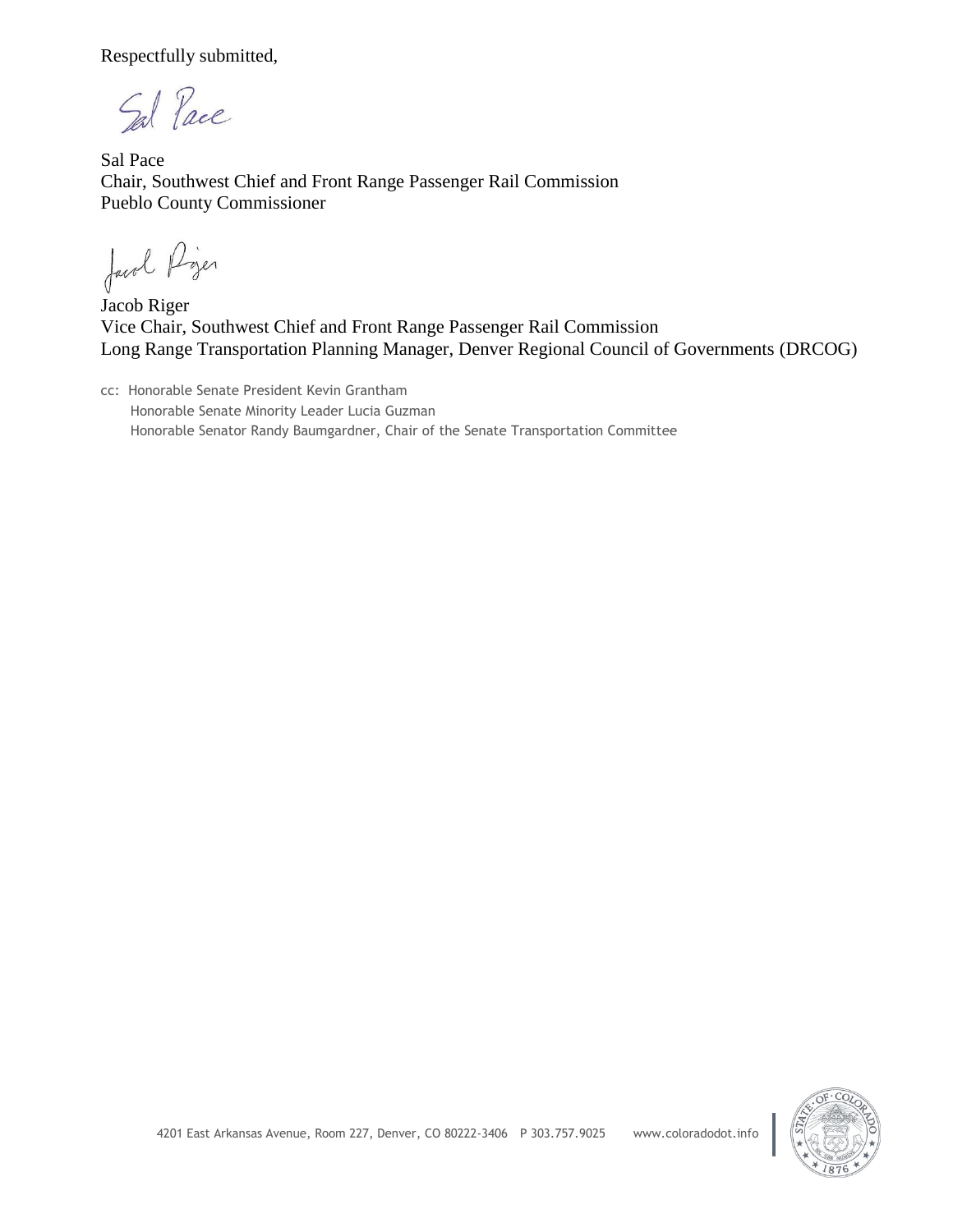Respectfully submitted,

Sal Pace
Chair, Southwest Chief and Front Range Passenger Rail Commission
Pueblo County Commissioner

Jacob Riger
Vice Chair, Southwest Chief and Front Range Passenger Rail Commission
Long Range Transportation Planning Manager, Denver Regional Council of Governments (DRCOG)

cc: Honorable Senate President Kevin Grantham
Honorable Senate Minority Leader Lucia Guzman
Honorable Senator Randy Baumgardner, Chair of the Senate Transportation Committee